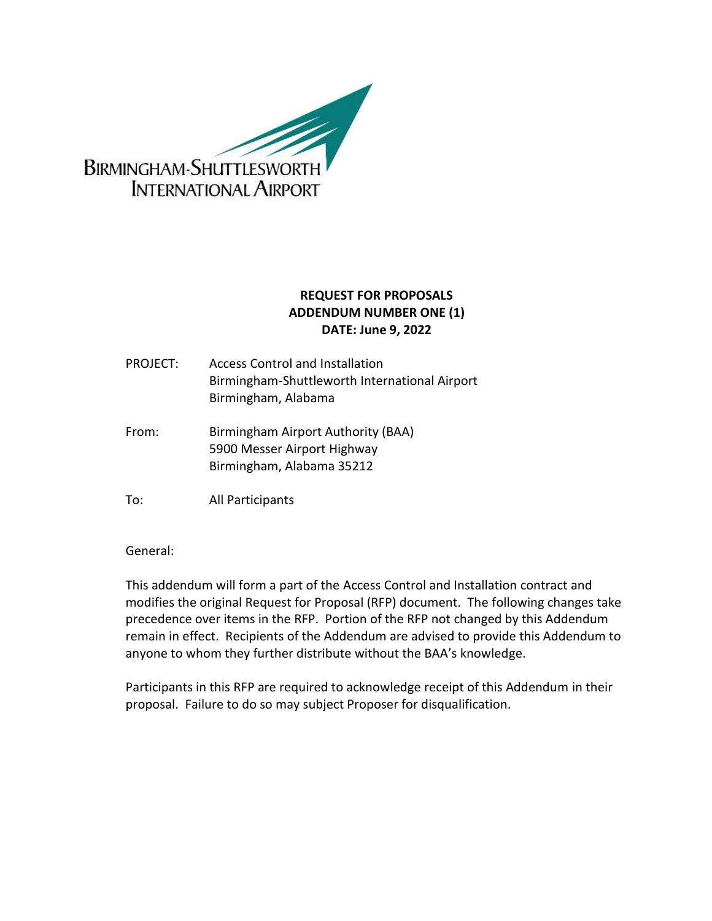BIRMINGHAM-SHUTTLESWORTH
INTERNATIONAL AIRPORT

**REQUEST FOR PROPOSALS**
**ADDENDUM NUMBER ONE (1)**
**DATE: June 9, 2022**

PROJECT: Access Control and Installation
Birmingham-Shuttleworth International Airport
Birmingham, Alabama

From: Birmingham Airport Authority (BAA)
5900 Messer Airport Highway
Birmingham, Alabama 35212

To: All Participants

General:

This addendum will form a part of the Access Control and Installation contract and modifies the original Request for Proposal (RFP) document. The following changes take precedence over items in the RFP. Portion of the RFP not changed by this Addendum remain in effect. Recipients of the Addendum are advised to provide this Addendum to anyone to whom they further distribute without the BAA's knowledge.

Participants in this RFP are required to acknowledge receipt of this Addendum in their proposal. Failure to do so may subject Proposer for disqualification.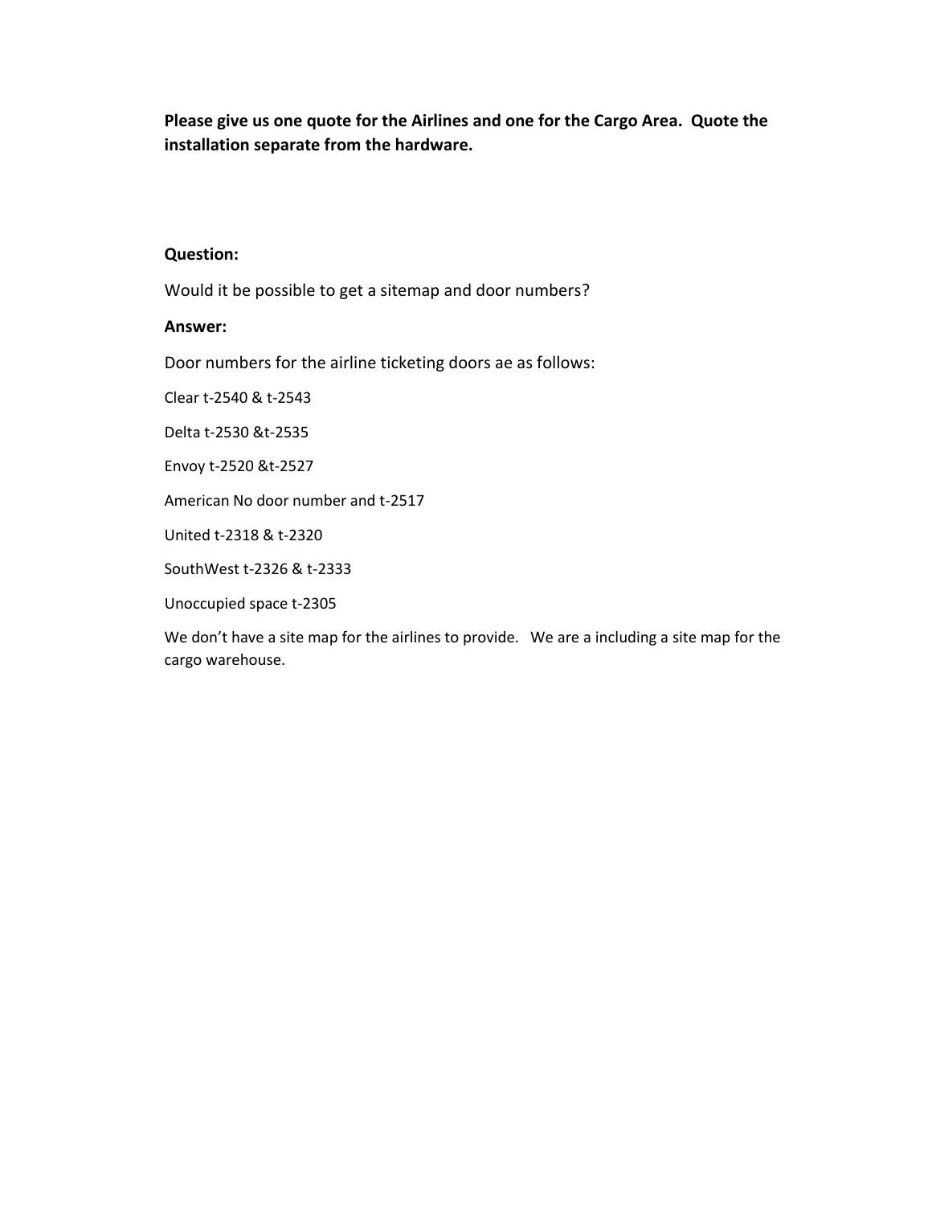**Please give us one quote for the Airlines and one for the Cargo Area. Quote the installation separate from the hardware.**

**Question:**

Would it be possible to get a sitemap and door numbers?

**Answer:**

Door numbers for the airline ticketing doors ae as follows:

Clear t-2540 & t-2543

Delta t-2530 &t-2535

Envoy t-2520 &t-2527

American No door number and t-2517

United t-2318 & t-2320

SouthWest t-2326 & t-2333

Unoccupied space t-2305

We don't have a site map for the airlines to provide. We are a including a site map for the cargo warehouse.